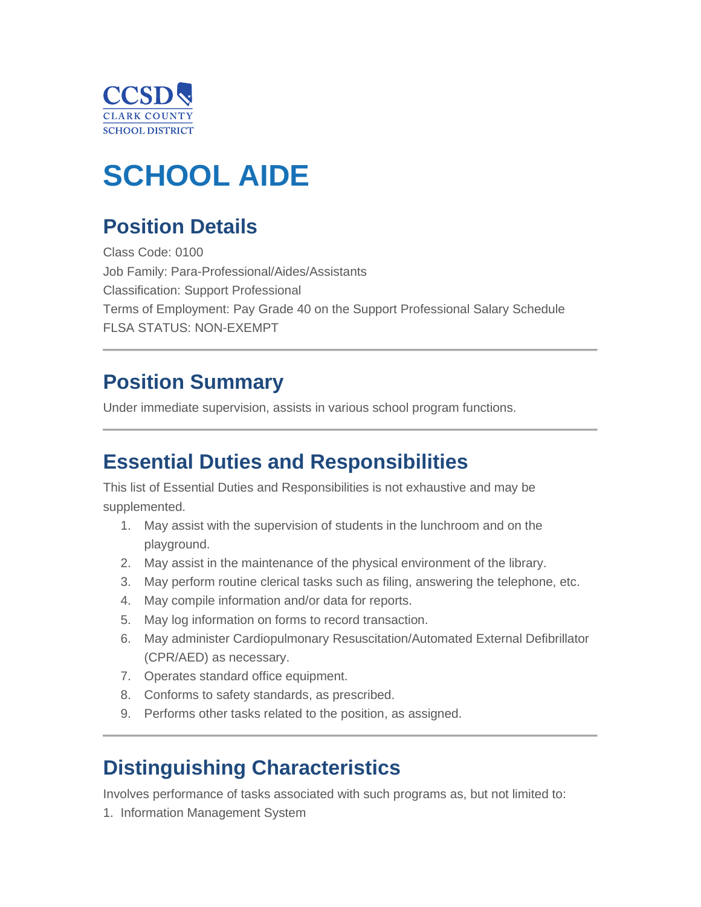CCSD
CLARK COUNTY
SCHOOL DISTRICT

# SCHOOL AIDE

## Position Details

Class Code: 0100
Job Family: Para-Professional/Aides/Assistants
Classification: Support Professional
Terms of Employment: Pay Grade 40 on the Support Professional Salary Schedule
FLSA STATUS: NON-EXEMPT

---

## Position Summary

Under immediate supervision, assists in various school program functions.

---

## Essential Duties and Responsibilities

This list of Essential Duties and Responsibilities is not exhaustive and may be supplemented.

1. May assist with the supervision of students in the lunchroom and on the playground.
2. May assist in the maintenance of the physical environment of the library.
3. May perform routine clerical tasks such as filing, answering the telephone, etc.
4. May compile information and/or data for reports.
5. May log information on forms to record transaction.
6. May administer Cardiopulmonary Resuscitation/Automated External Defibrillator (CPR/AED) as necessary.
7. Operates standard office equipment.
8. Conforms to safety standards, as prescribed.
9. Performs other tasks related to the position, as assigned.

---

## Distinguishing Characteristics

Involves performance of tasks associated with such programs as, but not limited to:

1. Information Management System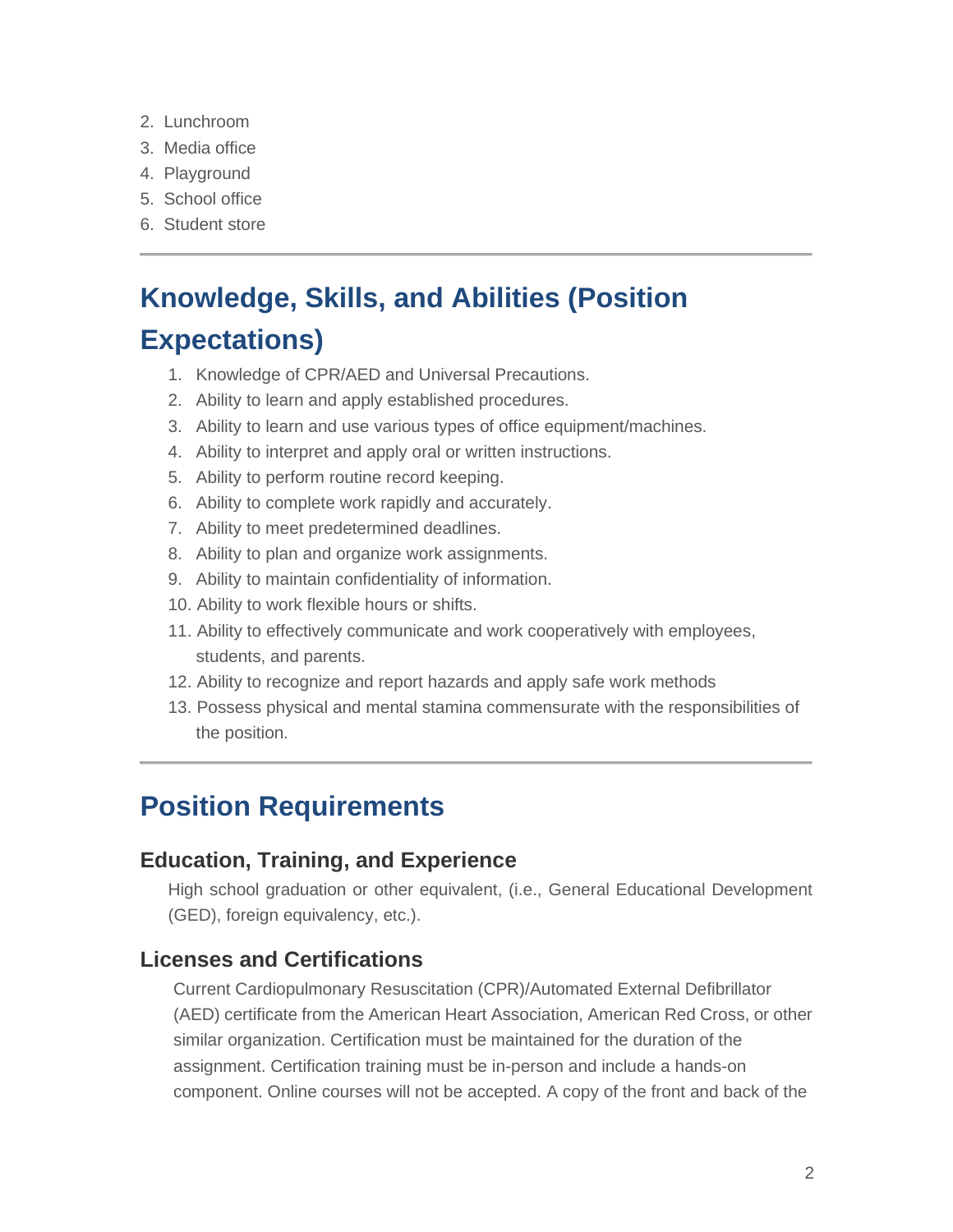2. Lunchroom
3. Media office
4. Playground
5. School office
6. Student store

---

## Knowledge, Skills, and Abilities (Position Expectations)

1. Knowledge of CPR/AED and Universal Precautions.
2. Ability to learn and apply established procedures.
3. Ability to learn and use various types of office equipment/machines.
4. Ability to interpret and apply oral or written instructions.
5. Ability to perform routine record keeping.
6. Ability to complete work rapidly and accurately.
7. Ability to meet predetermined deadlines.
8. Ability to plan and organize work assignments.
9. Ability to maintain confidentiality of information.
10. Ability to work flexible hours or shifts.
11. Ability to effectively communicate and work cooperatively with employees, students, and parents.
12. Ability to recognize and report hazards and apply safe work methods
13. Possess physical and mental stamina commensurate with the responsibilities of the position.

---

## Position Requirements

### Education, Training, and Experience

High school graduation or other equivalent, (i.e., General Educational Development (GED), foreign equivalency, etc.).

### Licenses and Certifications

Current Cardiopulmonary Resuscitation (CPR)/Automated External Defibrillator (AED) certificate from the American Heart Association, American Red Cross, or other similar organization. Certification must be maintained for the duration of the assignment. Certification training must be in-person and include a hands-on component. Online courses will not be accepted. A copy of the front and back of the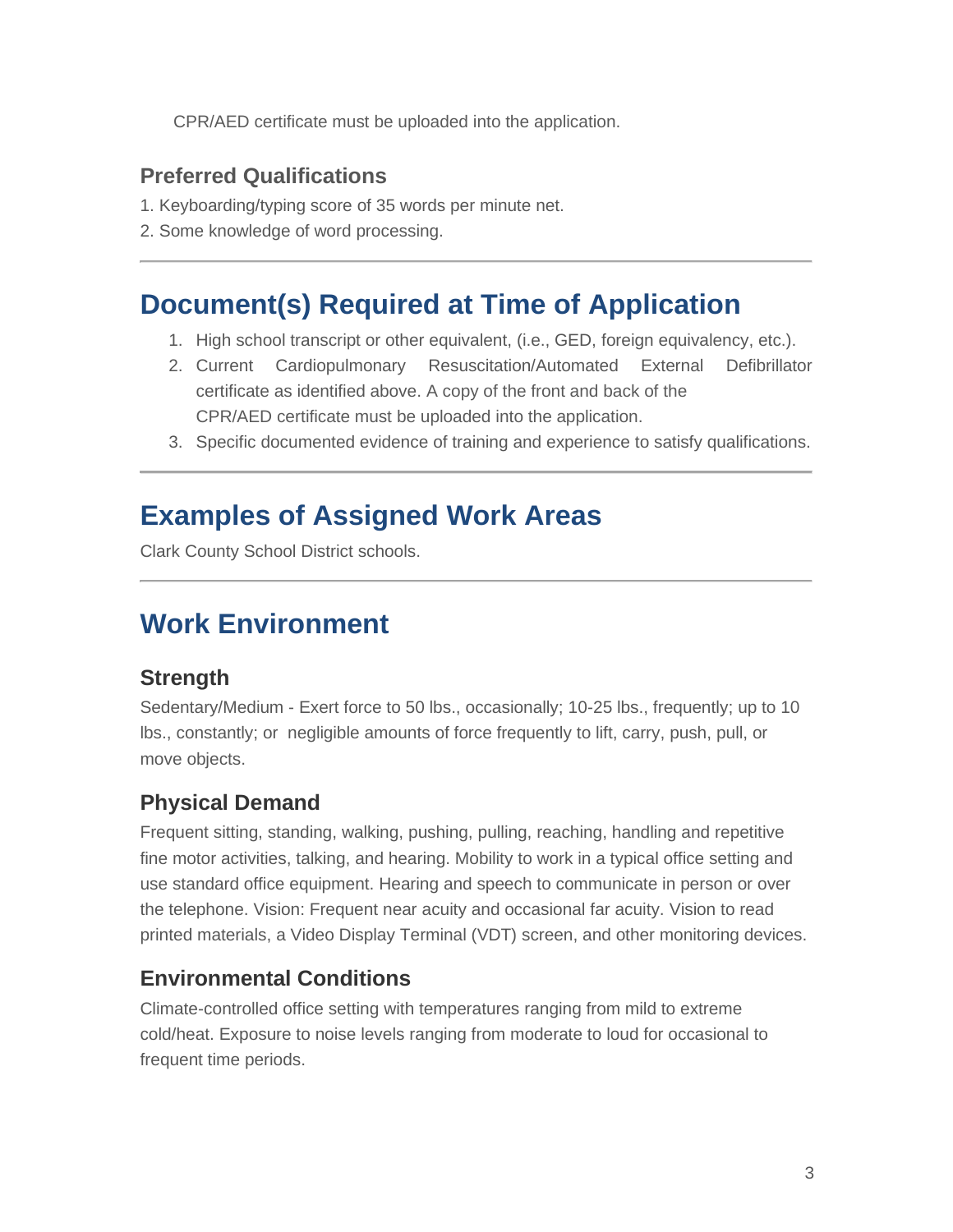CPR/AED certificate must be uploaded into the application.

### Preferred Qualifications

1. Keyboarding/typing score of 35 words per minute net.
2. Some knowledge of word processing.

---

## Document(s) Required at Time of Application

1. High school transcript or other equivalent, (i.e., GED, foreign equivalency, etc.).
2. Current Cardiopulmonary Resuscitation/Automated External Defibrillator certificate as identified above. A copy of the front and back of the CPR/AED certificate must be uploaded into the application.
3. Specific documented evidence of training and experience to satisfy qualifications.

---

## Examples of Assigned Work Areas

Clark County School District schools.

---

## Work Environment

### Strength

Sedentary/Medium - Exert force to 50 lbs., occasionally; 10-25 lbs., frequently; up to 10 lbs., constantly; or negligible amounts of force frequently to lift, carry, push, pull, or move objects.

### Physical Demand

Frequent sitting, standing, walking, pushing, pulling, reaching, handling and repetitive fine motor activities, talking, and hearing. Mobility to work in a typical office setting and use standard office equipment. Hearing and speech to communicate in person or over the telephone. Vision: Frequent near acuity and occasional far acuity. Vision to read printed materials, a Video Display Terminal (VDT) screen, and other monitoring devices.

### Environmental Conditions

Climate-controlled office setting with temperatures ranging from mild to extreme cold/heat. Exposure to noise levels ranging from moderate to loud for occasional to frequent time periods.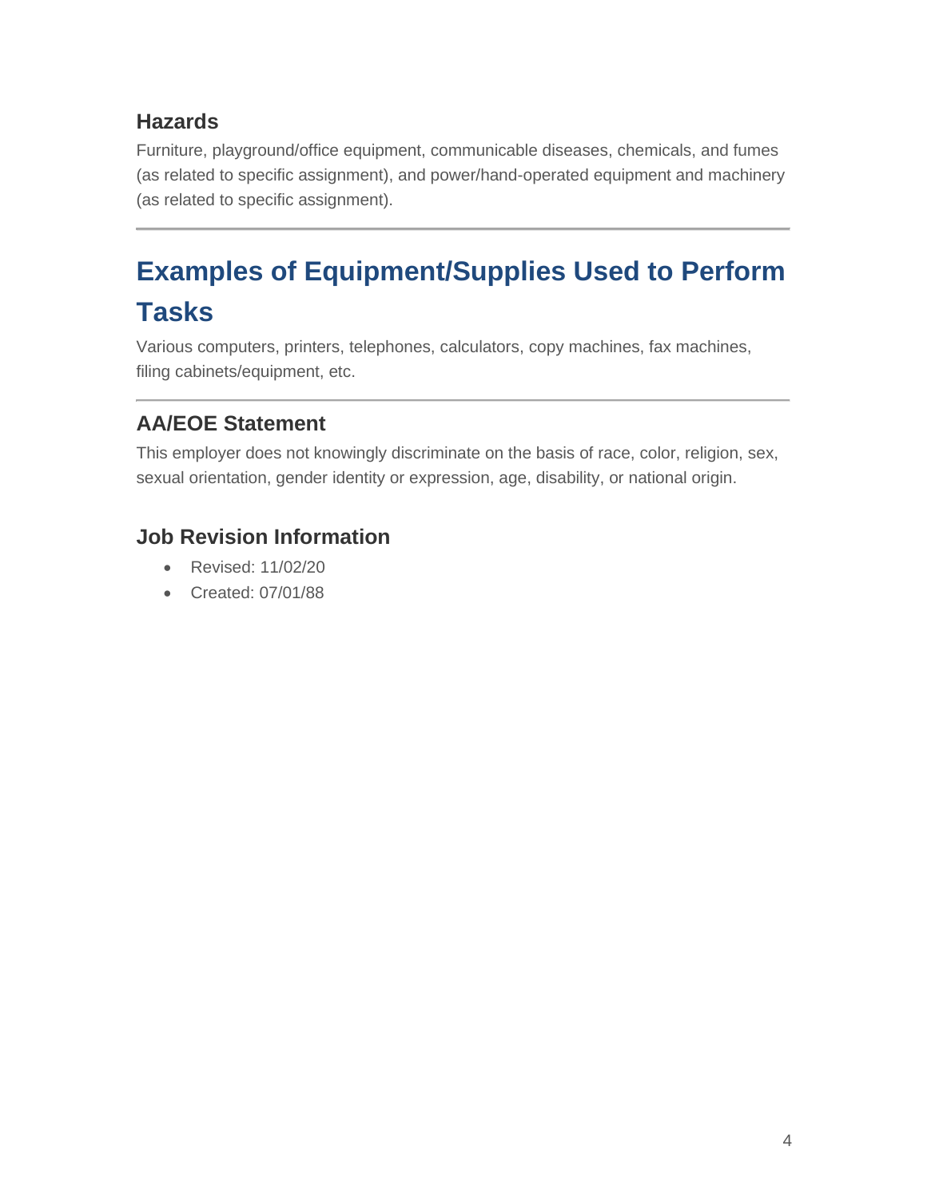### Hazards

Furniture, playground/office equipment, communicable diseases, chemicals, and fumes (as related to specific assignment), and power/hand-operated equipment and machinery (as related to specific assignment).

---

## Examples of Equipment/Supplies Used to Perform Tasks

Various computers, printers, telephones, calculators, copy machines, fax machines, filing cabinets/equipment, etc.

---

### AA/EOE Statement

This employer does not knowingly discriminate on the basis of race, color, religion, sex, sexual orientation, gender identity or expression, age, disability, or national origin.

### Job Revision Information

- Revised: 11/02/20
- Created: 07/01/88